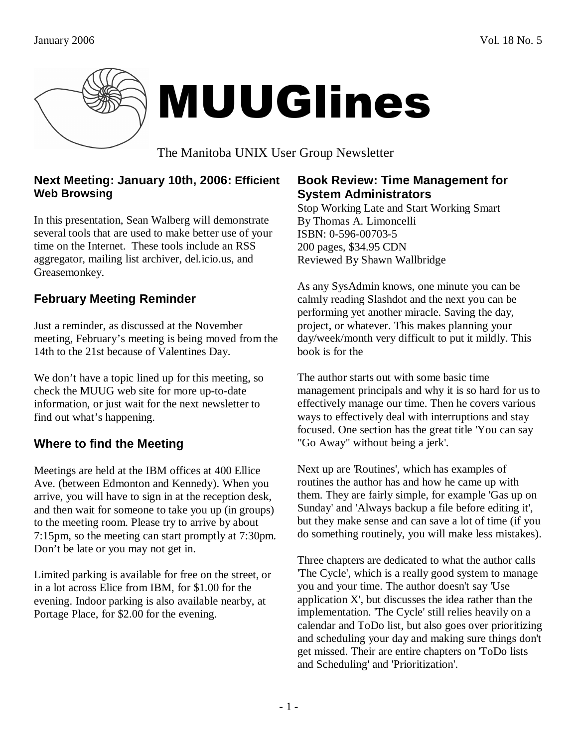# MUUGlines

The Manitoba UNIX User Group Newsletter

January 2006 Vol. 18 No. 5

## Next Meeting: January 10th, 2006: Efficient Web Browsing

In this presentation, Sean Walberg will demonstrate several tools that are used to make better use of your time on the Internet. These tools include an RSS aggregator, mailing list archiver, del.icio.us, and Greasemonkey.

## February Meeting Reminder

Just a reminder, as discussed at the November meeting, February's meeting is being moved from the 14th to the 21st because of Valentines Day.

We don't have a topic lined up for this meeting, so check the MUUG web site for more up-to-date information, or just wait for the next newsletter to find out what's happening.

## Where to find the Meeting

Meetings are held at the IBM offices at 400 Ellice Ave. (between Edmonton and Kennedy). When you arrive, you will have to sign in at the reception desk, and then wait for someone to take you up (in groups) to the meeting room. Please try to arrive by about 7:15pm, so the meeting can start promptly at 7:30pm. Don't be late or you may not get in.

Limited parking is available for free on the street, or in a lot across Elice from IBM, for $1.00 for the evening. Indoor parking is also available nearby, at Portage Place, for $2.00 for the evening.

## Book Review: Time Management for System Administrators

Stop Working Late and Start Working Smart
By Thomas A. Limoncelli
ISBN: 0-596-00703-5
200 pages, $34.95 CDN
Reviewed By Shawn Wallbridge

As any SysAdmin knows, one minute you can be calmly reading Slashdot and the next you can be performing yet another miracle. Saving the day, project, or whatever. This makes planning your day/week/month very difficult to put it mildly. This book is for the

The author starts out with some basic time management principals and why it is so hard for us to effectively manage our time. Then he covers various ways to effectively deal with interruptions and stay focused. One section has the great title 'You can say "Go Away" without being a jerk'.

Next up are 'Routines', which has examples of routines the author has and how he came up with them. They are fairly simple, for example 'Gas up on Sunday' and 'Always backup a file before editing it', but they make sense and can save a lot of time (if you do something routinely, you will make less mistakes).

Three chapters are dedicated to what the author calls 'The Cycle', which is a really good system to manage you and your time. The author doesn't say 'Use application X', but discusses the idea rather than the implementation. 'The Cycle' still relies heavily on a calendar and ToDo list, but also goes over prioritizing and scheduling your day and making sure things don't get missed. Their are entire chapters on 'ToDo lists and Scheduling' and 'Prioritization'.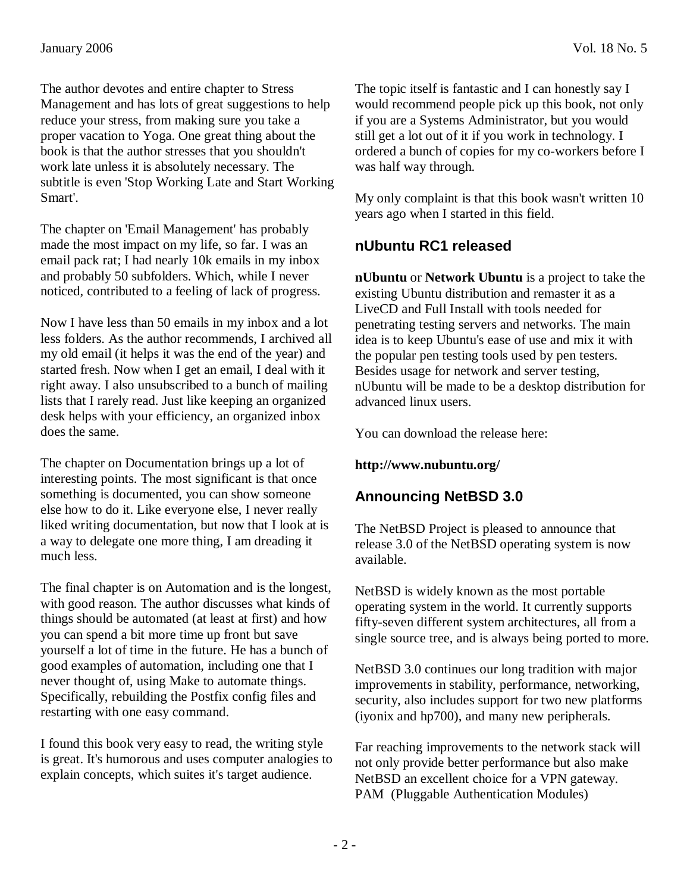The author devotes and entire chapter to Stress Management and has lots of great suggestions to help reduce your stress, from making sure you take a proper vacation to Yoga. One great thing about the book is that the author stresses that you shouldn't work late unless it is absolutely necessary. The subtitle is even 'Stop Working Late and Start Working Smart'.

The chapter on 'Email Management' has probably made the most impact on my life, so far. I was an email pack rat; I had nearly 10k emails in my inbox and probably 50 subfolders. Which, while I never noticed, contributed to a feeling of lack of progress.

Now I have less than 50 emails in my inbox and a lot less folders. As the author recommends, I archived all my old email (it helps it was the end of the year) and started fresh. Now when I get an email, I deal with it right away. I also unsubscribed to a bunch of mailing lists that I rarely read. Just like keeping an organized desk helps with your efficiency, an organized inbox does the same.

The chapter on Documentation brings up a lot of interesting points. The most significant is that once something is documented, you can show someone else how to do it. Like everyone else, I never really liked writing documentation, but now that I look at is a way to delegate one more thing, I am dreading it much less.

The final chapter is on Automation and is the longest, with good reason. The author discusses what kinds of things should be automated (at least at first) and how you can spend a bit more time up front but save yourself a lot of time in the future. He has a bunch of good examples of automation, including one that I never thought of, using Make to automate things. Specifically, rebuilding the Postfix config files and restarting with one easy command.

I found this book very easy to read, the writing style is great. It's humorous and uses computer analogies to explain concepts, which suites it's target audience.

The topic itself is fantastic and I can honestly say I would recommend people pick up this book, not only if you are a Systems Administrator, but you would still get a lot out of it if you work in technology. I ordered a bunch of copies for my co-workers before I was half way through.

My only complaint is that this book wasn't written 10 years ago when I started in this field.

## nUbuntu RC1 released

**nUbuntu** or **Network Ubuntu** is a project to take the existing Ubuntu distribution and remaster it as a LiveCD and Full Install with tools needed for penetrating testing servers and networks. The main idea is to keep Ubuntu's ease of use and mix it with the popular pen testing tools used by pen testers. Besides usage for network and server testing, nUbuntu will be made to be a desktop distribution for advanced linux users.

You can download the release here:

**http://www.nubuntu.org/**

## Announcing NetBSD 3.0

The NetBSD Project is pleased to announce that release 3.0 of the NetBSD operating system is now available.

NetBSD is widely known as the most portable operating system in the world. It currently supports fifty-seven different system architectures, all from a single source tree, and is always being ported to more.

NetBSD 3.0 continues our long tradition with major improvements in stability, performance, networking, security, also includes support for two new platforms (iyonix and hp700), and many new peripherals.

Far reaching improvements to the network stack will not only provide better performance but also make NetBSD an excellent choice for a VPN gateway. PAM (Pluggable Authentication Modules)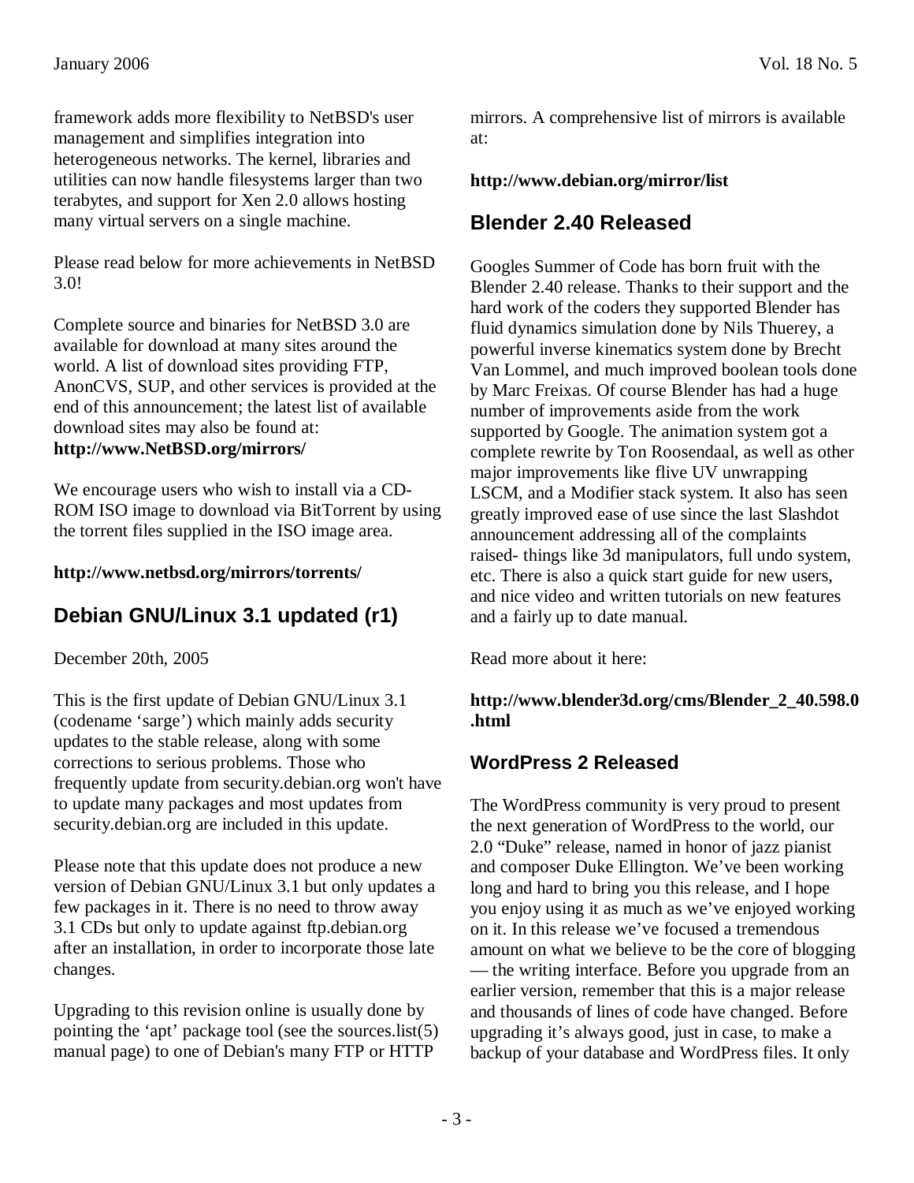framework adds more flexibility to NetBSD's user management and simplifies integration into heterogeneous networks. The kernel, libraries and utilities can now handle filesystems larger than two terabytes, and support for Xen 2.0 allows hosting many virtual servers on a single machine.

Please read below for more achievements in NetBSD 3.0!

Complete source and binaries for NetBSD 3.0 are available for download at many sites around the world. A list of download sites providing FTP, AnonCVS, SUP, and other services is provided at the end of this announcement; the latest list of available download sites may also be found at:
**http://www.NetBSD.org/mirrors/**

We encourage users who wish to install via a CD-ROM ISO image to download via BitTorrent by using the torrent files supplied in the ISO image area.

**http://www.netbsd.org/mirrors/torrents/**

## Debian GNU/Linux 3.1 updated (r1)

December 20th, 2005

This is the first update of Debian GNU/Linux 3.1 (codename 'sarge') which mainly adds security updates to the stable release, along with some corrections to serious problems. Those who frequently update from security.debian.org won't have to update many packages and most updates from security.debian.org are included in this update.

Please note that this update does not produce a new version of Debian GNU/Linux 3.1 but only updates a few packages in it. There is no need to throw away 3.1 CDs but only to update against ftp.debian.org after an installation, in order to incorporate those late changes.

Upgrading to this revision online is usually done by pointing the 'apt' package tool (see the sources.list(5) manual page) to one of Debian's many FTP or HTTP mirrors. A comprehensive list of mirrors is available at:

**http://www.debian.org/mirror/list**

## Blender 2.40 Released

Googles Summer of Code has born fruit with the Blender 2.40 release. Thanks to their support and the hard work of the coders they supported Blender has fluid dynamics simulation done by Nils Thuerey, a powerful inverse kinematics system done by Brecht Van Lommel, and much improved boolean tools done by Marc Freixas. Of course Blender has had a huge number of improvements aside from the work supported by Google. The animation system got a complete rewrite by Ton Roosendaal, as well as other major improvements like flive UV unwrapping LSCM, and a Modifier stack system. It also has seen greatly improved ease of use since the last Slashdot announcement addressing all of the complaints raised- things like 3d manipulators, full undo system, etc. There is also a quick start guide for new users, and nice video and written tutorials on new features and a fairly up to date manual.

Read more about it here:

**http://www.blender3d.org/cms/Blender_2_40.598.0.html**

### WordPress 2 Released

The WordPress community is very proud to present the next generation of WordPress to the world, our 2.0 "Duke" release, named in honor of jazz pianist and composer Duke Ellington. We've been working long and hard to bring you this release, and I hope you enjoy using it as much as we've enjoyed working on it. In this release we've focused a tremendous amount on what we believe to be the core of blogging — the writing interface. Before you upgrade from an earlier version, remember that this is a major release and thousands of lines of code have changed. Before upgrading it's always good, just in case, to make a backup of your database and WordPress files. It only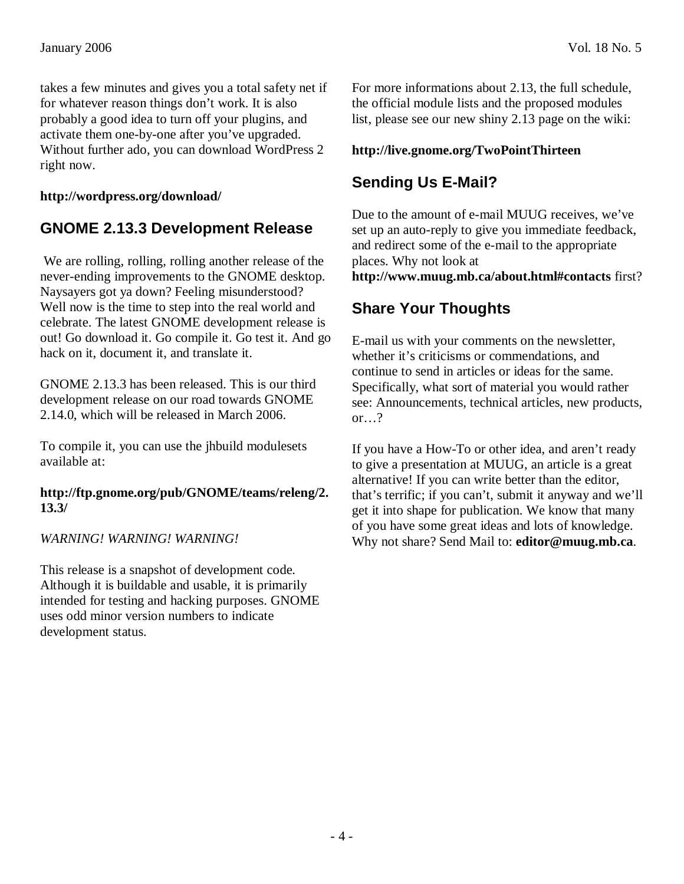takes a few minutes and gives you a total safety net if for whatever reason things don't work. It is also probably a good idea to turn off your plugins, and activate them one-by-one after you've upgraded. Without further ado, you can download WordPress 2 right now.

**http://wordpress.org/download/**

## GNOME 2.13.3 Development Release

We are rolling, rolling, rolling another release of the never-ending improvements to the GNOME desktop. Naysayers got ya down? Feeling misunderstood? Well now is the time to step into the real world and celebrate. The latest GNOME development release is out! Go download it. Go compile it. Go test it. And go hack on it, document it, and translate it.

GNOME 2.13.3 has been released. This is our third development release on our road towards GNOME 2.14.0, which will be released in March 2006.

To compile it, you can use the jhbuild modulesets available at:

**http://ftp.gnome.org/pub/GNOME/teams/releng/2.13.3/**

*WARNING! WARNING! WARNING!*

This release is a snapshot of development code. Although it is buildable and usable, it is primarily intended for testing and hacking purposes. GNOME uses odd minor version numbers to indicate development status.

For more informations about 2.13, the full schedule, the official module lists and the proposed modules list, please see our new shiny 2.13 page on the wiki:

**http://live.gnome.org/TwoPointThirteen**

## Sending Us E-Mail?

Due to the amount of e-mail MUUG receives, we've set up an auto-reply to give you immediate feedback, and redirect some of the e-mail to the appropriate places. Why not look at **http://www.muug.mb.ca/about.html#contacts** first?

## Share Your Thoughts

E-mail us with your comments on the newsletter, whether it's criticisms or commendations, and continue to send in articles or ideas for the same. Specifically, what sort of material you would rather see: Announcements, technical articles, new products, or…?

If you have a How-To or other idea, and aren't ready to give a presentation at MUUG, an article is a great alternative! If you can write better than the editor, that's terrific; if you can't, submit it anyway and we'll get it into shape for publication. We know that many of you have some great ideas and lots of knowledge. Why not share? Send Mail to: **editor@muug.mb.ca**.